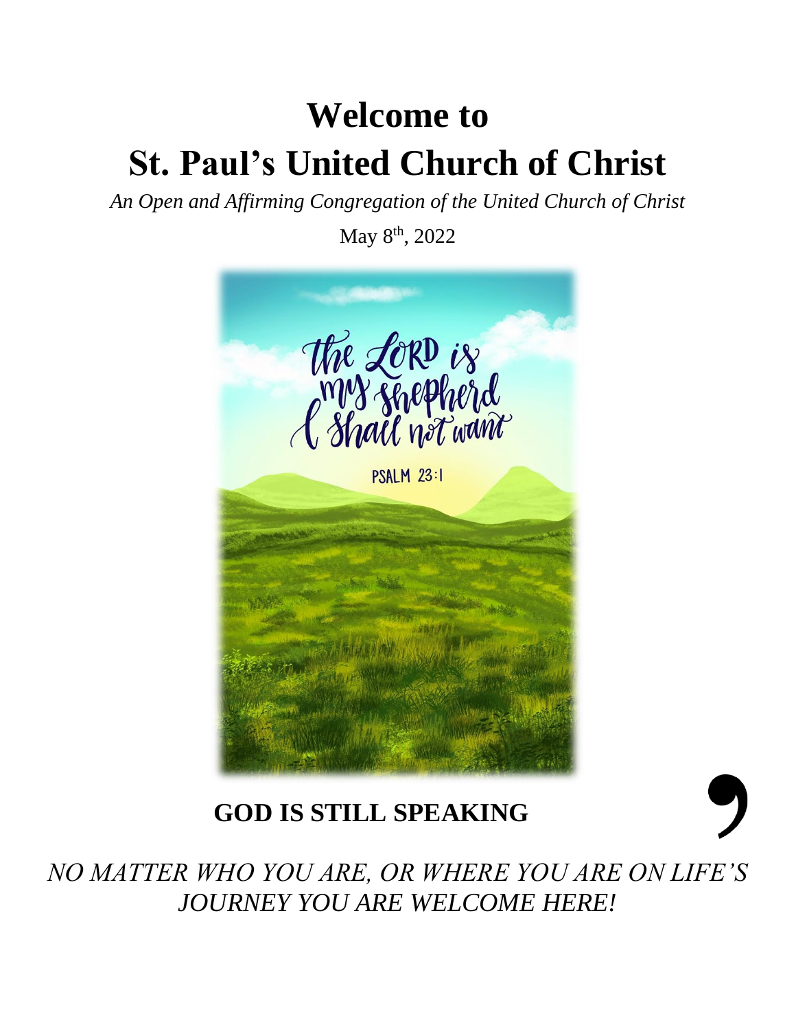# Welcome to

# St. Paul's United Church of Christ

*An Open and Affirming Congregation of the United Church of Christ*

May 8th, 2022

**GOD IS STILL SPEAKING**

*NO MATTER WHO YOU ARE, OR WHERE YOU ARE ON LIFE'S JOURNEY YOU ARE WELCOME HERE!*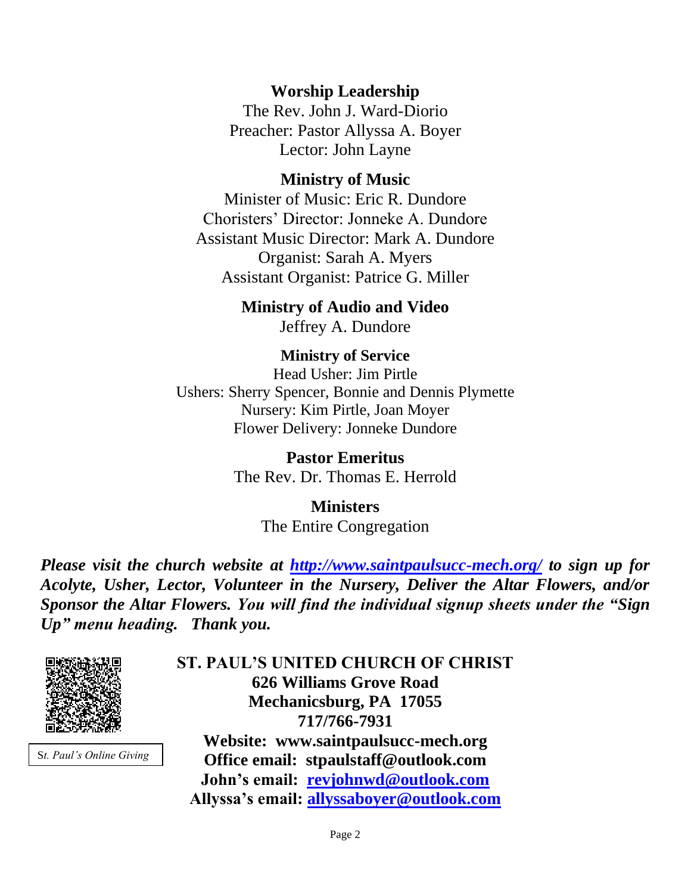**Worship Leadership**

The Rev. John J. Ward-Diorio
Preacher: Pastor Allyssa A. Boyer
Lector: John Layne

**Ministry of Music**

Minister of Music: Eric R. Dundore
Choristers' Director: Jonneke A. Dundore
Assistant Music Director: Mark A. Dundore
Organist: Sarah A. Myers
Assistant Organist: Patrice G. Miller

**Ministry of Audio and Video**

Jeffrey A. Dundore

**Ministry of Service**

Head Usher: Jim Pirtle
Ushers: Sherry Spencer, Bonnie and Dennis Plymette
Nursery: Kim Pirtle, Joan Moyer
Flower Delivery: Jonneke Dundore

**Pastor Emeritus**

The Rev. Dr. Thomas E. Herrold

**Ministers**

The Entire Congregation

***Please visit the church website at [http://www.saintpaulsucc-mech.org/](http://www.saintpaulsucc-mech.org/) to sign up for Acolyte, Usher, Lector, Volunteer in the Nursery, Deliver the Altar Flowers, and/or Sponsor the Altar Flowers. You will find the individual signup sheets under the "Sign Up" menu heading. Thank you.***

S*t. Paul's Online Giving*

**ST. PAUL'S UNITED CHURCH OF CHRIST**
**626 Williams Grove Road**
**Mechanicsburg, PA 17055**
**717/766-7931**
**Website: www.saintpaulsucc-mech.org**
**Office email: stpaulstaff@outlook.com**
**John's email: [revjohnwd@outlook.com](mailto:revjohnwd@outlook.com)**
**Allyssa's email: [allyssaboyer@outlook.com](mailto:allyssaboyer@outlook.com)**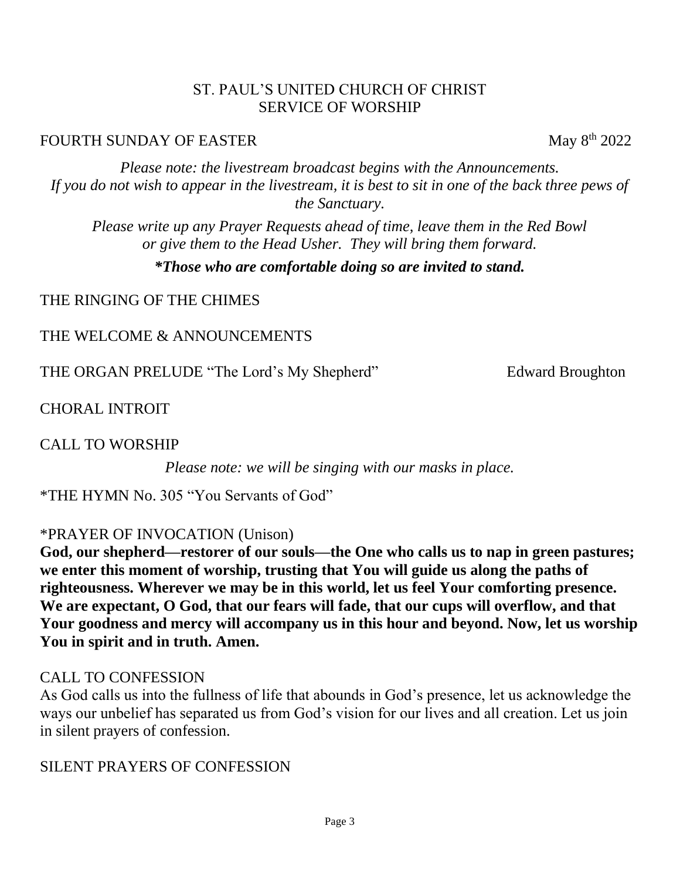ST. PAUL'S UNITED CHURCH OF CHRIST
SERVICE OF WORSHIP

FOURTH SUNDAY OF EASTER May 8th 2022

*Please note: the livestream broadcast begins with the Announcements. If you do not wish to appear in the livestream, it is best to sit in one of the back three pews of the Sanctuary.*

*Please write up any Prayer Requests ahead of time, leave them in the Red Bowl or give them to the Head Usher. They will bring them forward.*

***Those who are comfortable doing so are invited to stand.***

THE RINGING OF THE CHIMES

THE WELCOME & ANNOUNCEMENTS

THE ORGAN PRELUDE "The Lord's My Shepherd" Edward Broughton

CHORAL INTROIT

CALL TO WORSHIP

*Please note: we will be singing with our masks in place.*

*THE HYMN No. 305 "You Servants of God"

*PRAYER OF INVOCATION (Unison)

**God, our shepherd—restorer of our souls—the One who calls us to nap in green pastures; we enter this moment of worship, trusting that You will guide us along the paths of righteousness. Wherever we may be in this world, let us feel Your comforting presence. We are expectant, O God, that our fears will fade, that our cups will overflow, and that Your goodness and mercy will accompany us in this hour and beyond. Now, let us worship You in spirit and in truth. Amen.**

CALL TO CONFESSION

As God calls us into the fullness of life that abounds in God's presence, let us acknowledge the ways our unbelief has separated us from God's vision for our lives and all creation. Let us join in silent prayers of confession.

SILENT PRAYERS OF CONFESSION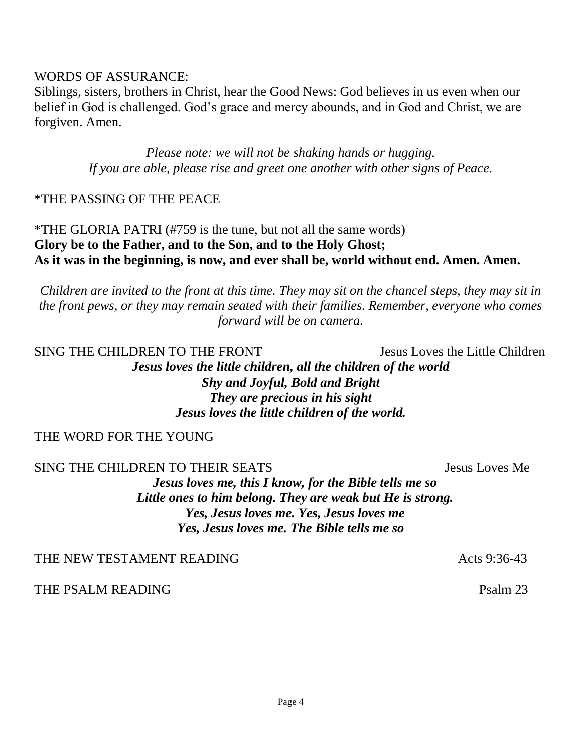WORDS OF ASSURANCE:

Siblings, sisters, brothers in Christ, hear the Good News: God believes in us even when our belief in God is challenged. God's grace and mercy abounds, and in God and Christ, we are forgiven. Amen.

*Please note: we will not be shaking hands or hugging.*
*If you are able, please rise and greet one another with other signs of Peace.*

*THE PASSING OF THE PEACE

*THE GLORIA PATRI (#759 is the tune, but not all the same words)
**Glory be to the Father, and to the Son, and to the Holy Ghost;**
**As it was in the beginning, is now, and ever shall be, world without end. Amen. Amen.**

*Children are invited to the front at this time. They may sit on the chancel steps, they may sit in the front pews, or they may remain seated with their families. Remember, everyone who comes forward will be on camera.*

SING THE CHILDREN TO THE FRONT Jesus Loves the Little Children

***Jesus loves the little children, all the children of the world***
***Shy and Joyful, Bold and Bright***
***They are precious in his sight***
***Jesus loves the little children of the world.***

THE WORD FOR THE YOUNG

SING THE CHILDREN TO THEIR SEATS Jesus Loves Me

***Jesus loves me, this I know, for the Bible tells me so***
***Little ones to him belong. They are weak but He is strong.***
***Yes, Jesus loves me. Yes, Jesus loves me***
***Yes, Jesus loves me. The Bible tells me so***

THE NEW TESTAMENT READING Acts 9:36-43

THE PSALM READING Psalm 23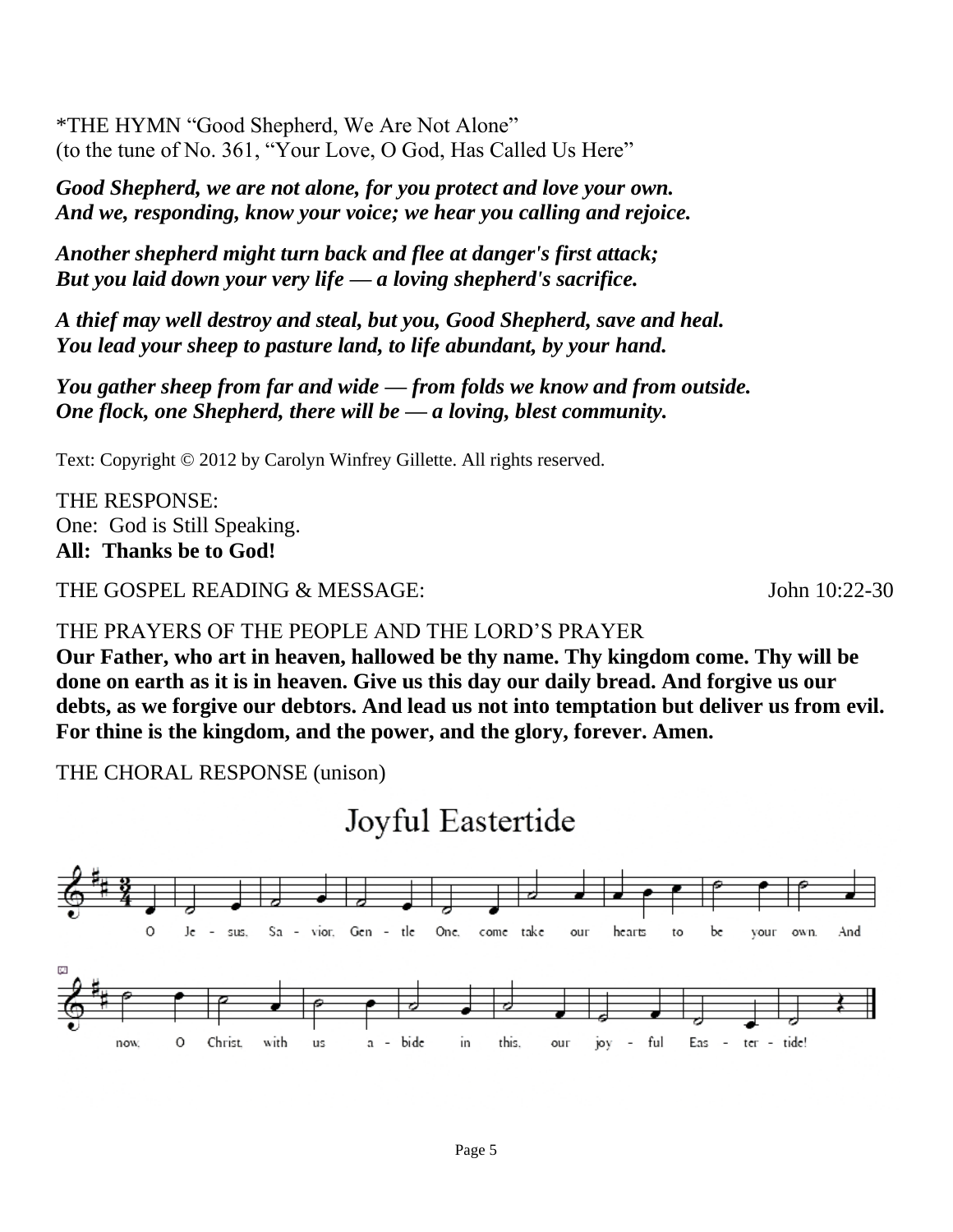*THE HYMN "Good Shepherd, We Are Not Alone"
(to the tune of No. 361, "Your Love, O God, Has Called Us Here"

***Good Shepherd, we are not alone, for you protect and love your own.***
***And we, responding, know your voice; we hear you calling and rejoice.***

***Another shepherd might turn back and flee at danger's first attack;***
***But you laid down your very life — a loving shepherd's sacrifice.***

***A thief may well destroy and steal, but you, Good Shepherd, save and heal.***
***You lead your sheep to pasture land, to life abundant, by your hand.***

***You gather sheep from far and wide — from folds we know and from outside.***
***One flock, one Shepherd, there will be — a loving, blest community.***

Text: Copyright © 2012 by Carolyn Winfrey Gillette. All rights reserved.

THE RESPONSE:
One: God is Still Speaking.
**All: Thanks be to God!**

THE GOSPEL READING & MESSAGE: John 10:22-30

THE PRAYERS OF THE PEOPLE AND THE LORD'S PRAYER
**Our Father, who art in heaven, hallowed be thy name. Thy kingdom come. Thy will be done on earth as it is in heaven. Give us this day our daily bread. And forgive us our debts, as we forgive our debtors. And lead us not into temptation but deliver us from evil. For thine is the kingdom, and the power, and the glory, forever. Amen.**

THE CHORAL RESPONSE (unison)

## Joyful Eastertide

O Jesus, Savior, Gentle One, come take our hearts to be your own. And now, O Christ, with us abide in this, our joyful Eastertide!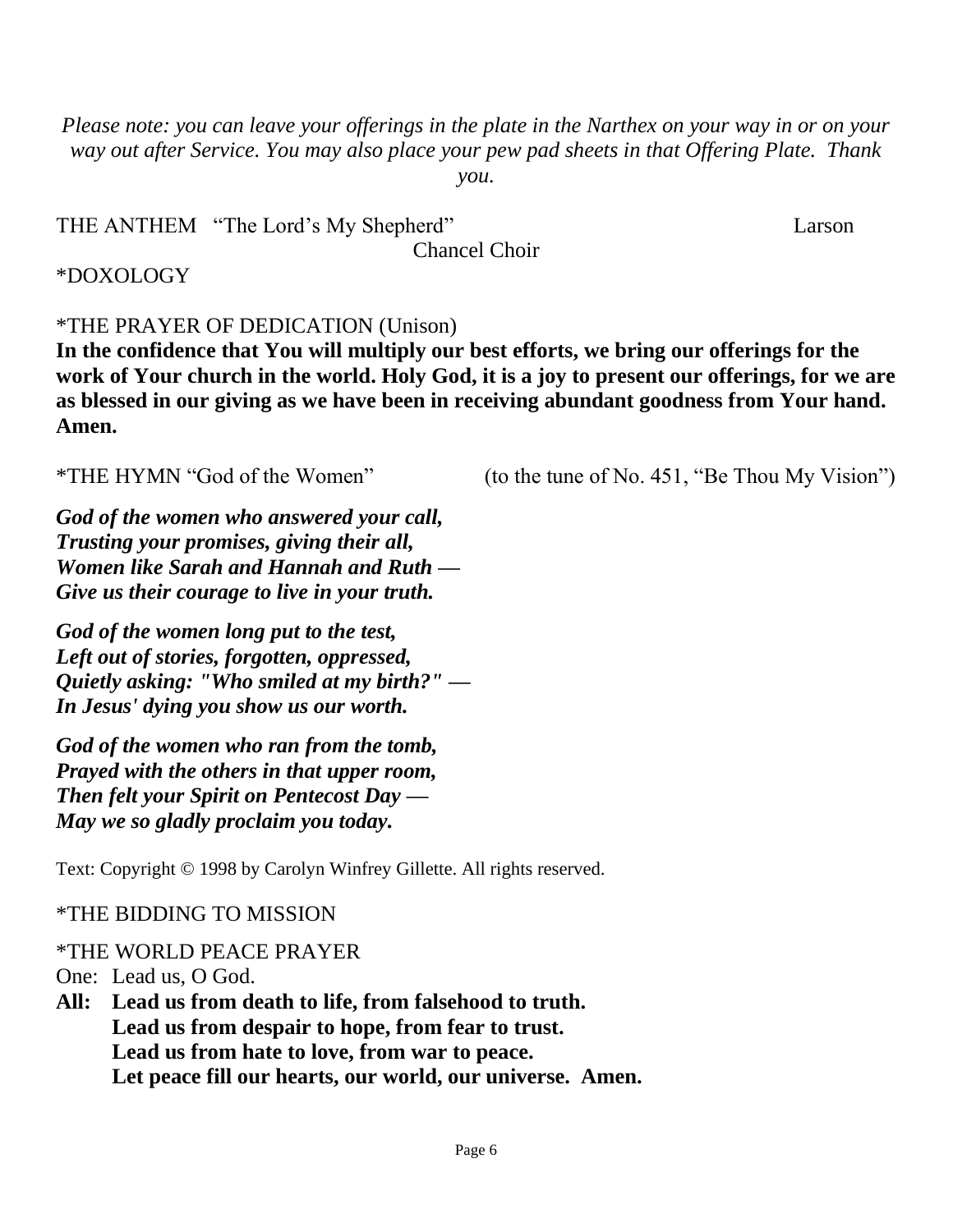*Please note: you can leave your offerings in the plate in the Narthex on your way in or on your way out after Service. You may also place your pew pad sheets in that Offering Plate. Thank you.*

THE ANTHEM "The Lord's My Shepherd" Larson
Chancel Choir

*DOXOLOGY

*THE PRAYER OF DEDICATION (Unison)

**In the confidence that You will multiply our best efforts, we bring our offerings for the work of Your church in the world. Holy God, it is a joy to present our offerings, for we are as blessed in our giving as we have been in receiving abundant goodness from Your hand. Amen.**

*THE HYMN "God of the Women" (to the tune of No. 451, "Be Thou My Vision")

***God of the women who answered your call,***
***Trusting your promises, giving their all,***
***Women like Sarah and Hannah and Ruth —***
***Give us their courage to live in your truth.***

***God of the women long put to the test,***
***Left out of stories, forgotten, oppressed,***
***Quietly asking: "Who smiled at my birth?" —***
***In Jesus' dying you show us our worth.***

***God of the women who ran from the tomb,***
***Prayed with the others in that upper room,***
***Then felt your Spirit on Pentecost Day —***
***May we so gladly proclaim you today.***

Text: Copyright © 1998 by Carolyn Winfrey Gillette. All rights reserved.

*THE BIDDING TO MISSION

*THE WORLD PEACE PRAYER

One: Lead us, O God.

**All: Lead us from death to life, from falsehood to truth.**
**Lead us from despair to hope, from fear to trust.**
**Lead us from hate to love, from war to peace.**
**Let peace fill our hearts, our world, our universe. Amen.**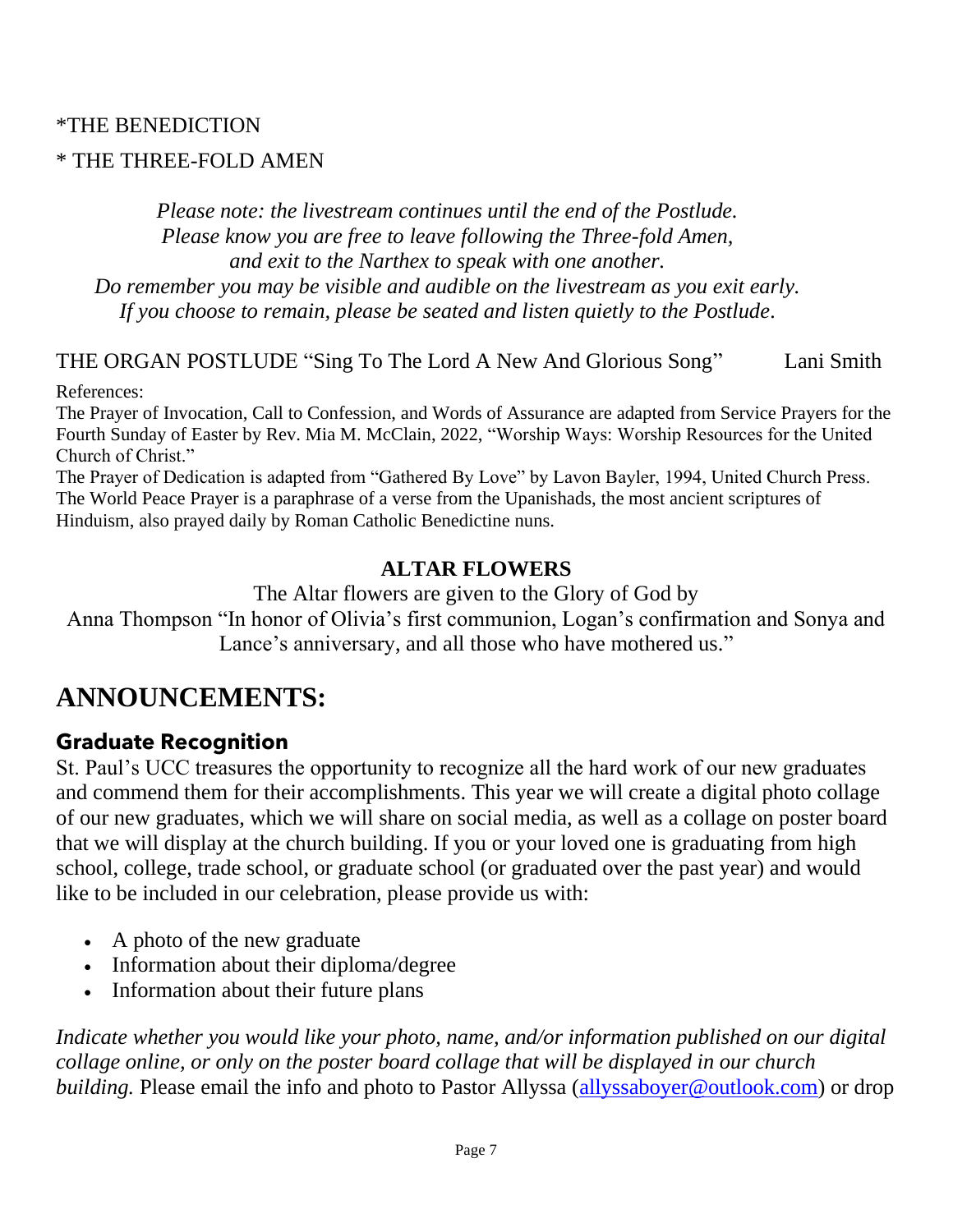*THE BENEDICTION

* THE THREE-FOLD AMEN

*Please note: the livestream continues until the end of the Postlude.*
*Please know you are free to leave following the Three-fold Amen,*
*and exit to the Narthex to speak with one another.*
*Do remember you may be visible and audible on the livestream as you exit early.*
*If you choose to remain, please be seated and listen quietly to the Postlude.*

THE ORGAN POSTLUDE "Sing To The Lord A New And Glorious Song" Lani Smith

References:
The Prayer of Invocation, Call to Confession, and Words of Assurance are adapted from Service Prayers for the Fourth Sunday of Easter by Rev. Mia M. McClain, 2022, "Worship Ways: Worship Resources for the United Church of Christ."
The Prayer of Dedication is adapted from "Gathered By Love" by Lavon Bayler, 1994, United Church Press.
The World Peace Prayer is a paraphrase of a verse from the Upanishads, the most ancient scriptures of Hinduism, also prayed daily by Roman Catholic Benedictine nuns.

**ALTAR FLOWERS**

The Altar flowers are given to the Glory of God by
Anna Thompson "In honor of Olivia's first communion, Logan's confirmation and Sonya and Lance's anniversary, and all those who have mothered us."

# ANNOUNCEMENTS:

## Graduate Recognition

St. Paul's UCC treasures the opportunity to recognize all the hard work of our new graduates and commend them for their accomplishments. This year we will create a digital photo collage of our new graduates, which we will share on social media, as well as a collage on poster board that we will display at the church building. If you or your loved one is graduating from high school, college, trade school, or graduate school (or graduated over the past year) and would like to be included in our celebration, please provide us with:

- A photo of the new graduate
- Information about their diploma/degree
- Information about their future plans

*Indicate whether you would like your photo, name, and/or information published on our digital collage online, or only on the poster board collage that will be displayed in our church building.* Please email the info and photo to Pastor Allyssa (allyssaboyer@outlook.com) or drop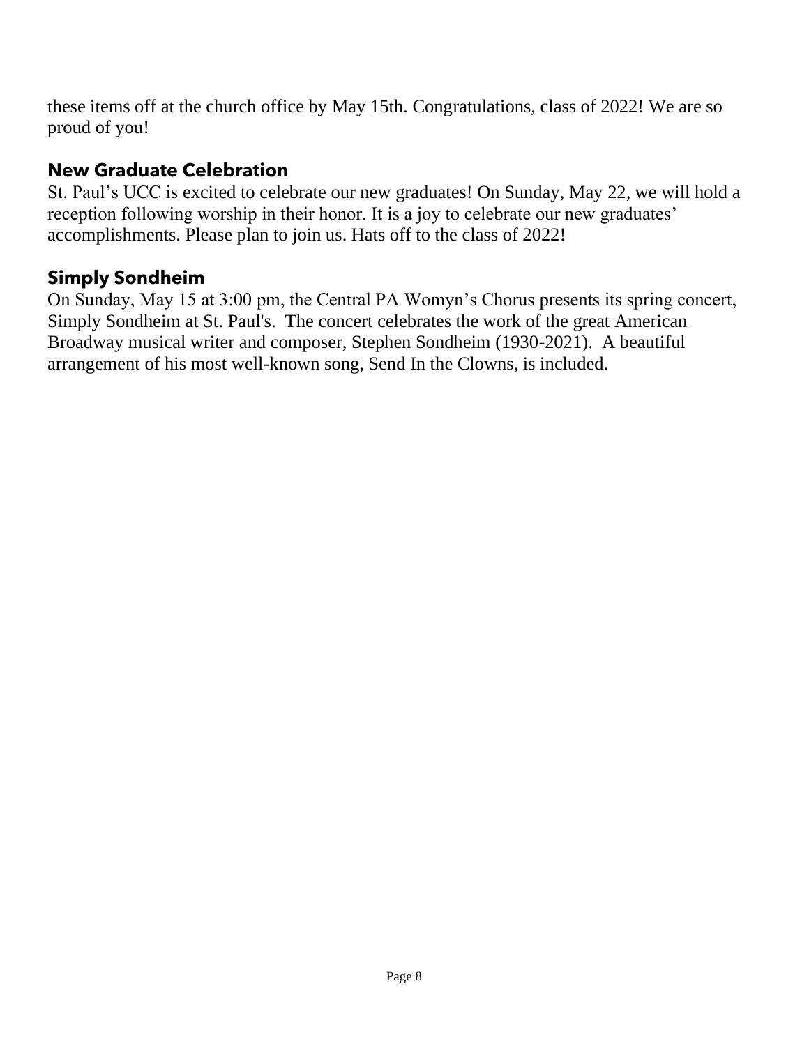these items off at the church office by May 15th. Congratulations, class of 2022! We are so proud of you!

## New Graduate Celebration

St. Paul's UCC is excited to celebrate our new graduates! On Sunday, May 22, we will hold a reception following worship in their honor. It is a joy to celebrate our new graduates' accomplishments. Please plan to join us. Hats off to the class of 2022!

## Simply Sondheim

On Sunday, May 15 at 3:00 pm, the Central PA Womyn's Chorus presents its spring concert, Simply Sondheim at St. Paul's. The concert celebrates the work of the great American Broadway musical writer and composer, Stephen Sondheim (1930-2021). A beautiful arrangement of his most well-known song, Send In the Clowns, is included.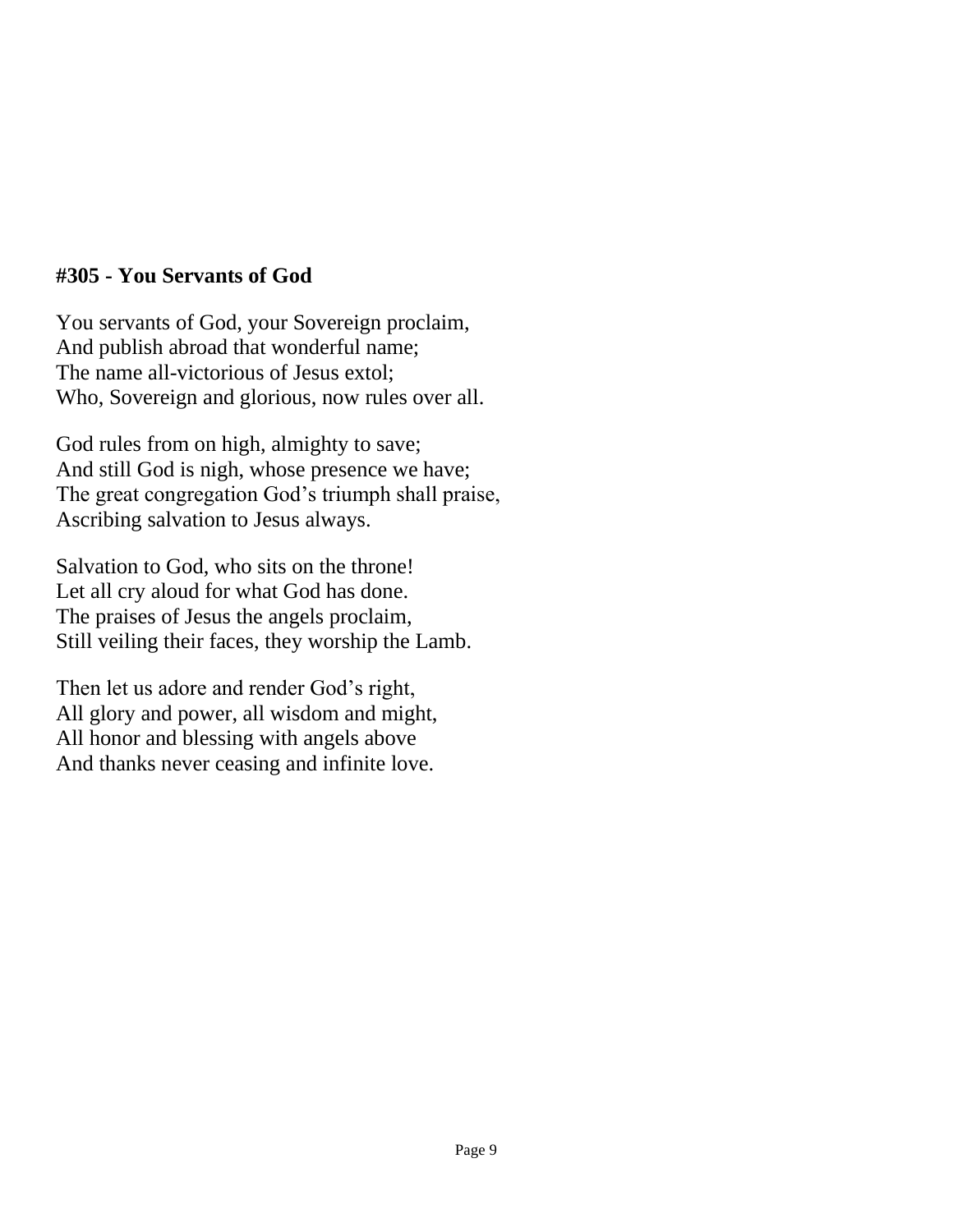**#305 - You Servants of God**

You servants of God, your Sovereign proclaim,
And publish abroad that wonderful name;
The name all-victorious of Jesus extol;
Who, Sovereign and glorious, now rules over all.

God rules from on high, almighty to save;
And still God is nigh, whose presence we have;
The great congregation God’s triumph shall praise,
Ascribing salvation to Jesus always.

Salvation to God, who sits on the throne!
Let all cry aloud for what God has done.
The praises of Jesus the angels proclaim,
Still veiling their faces, they worship the Lamb.

Then let us adore and render God’s right,
All glory and power, all wisdom and might,
All honor and blessing with angels above
And thanks never ceasing and infinite love.